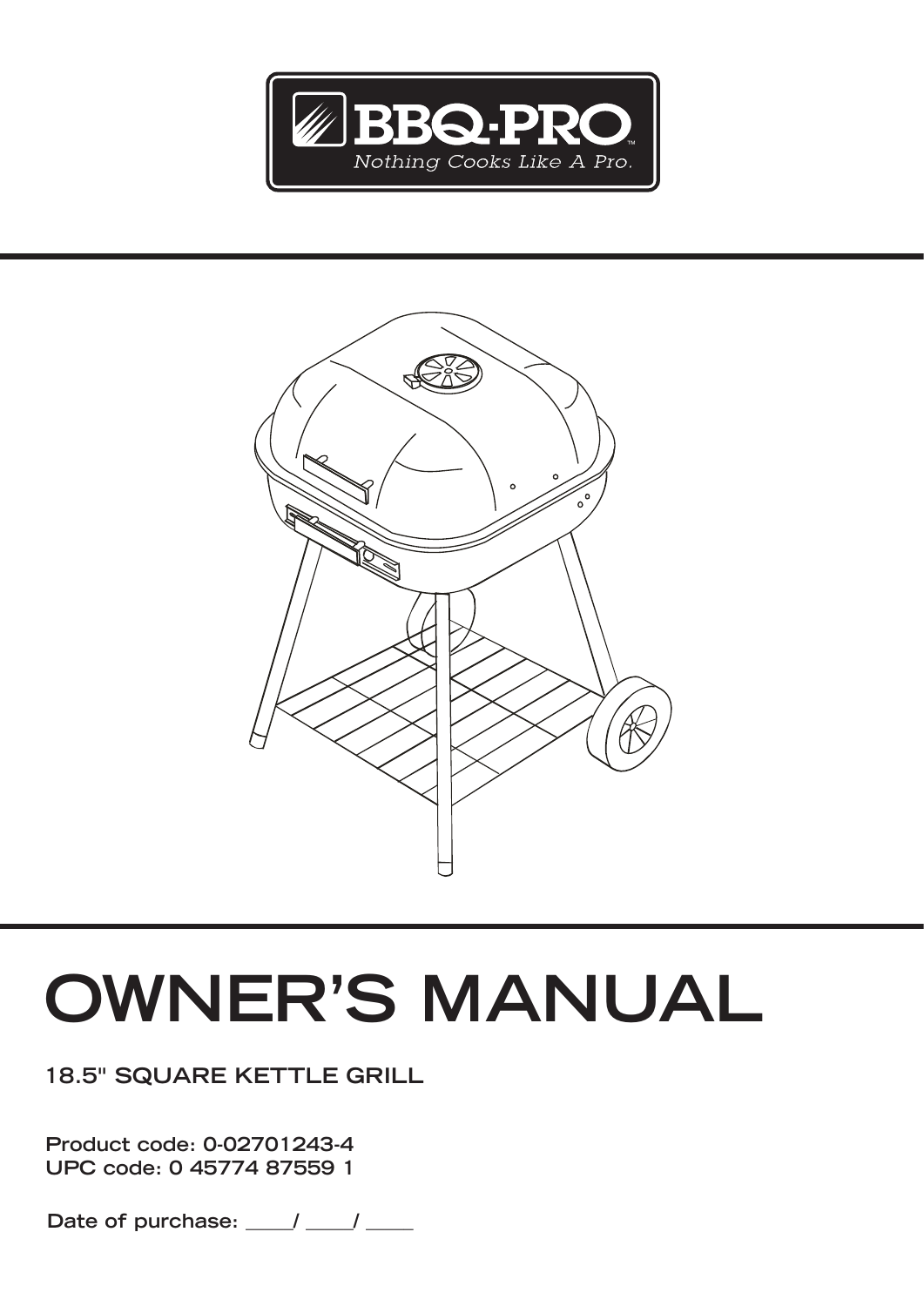BBQ·PRO

*Nothing Cooks Like A Pro.*

# OWNER'S MANUAL

## 18.5" SQUARE KETTLE GRILL

**Product code: 0-02701243-4**
**UPC code: 0 45774 87559 1**

**Date of purchase: ____/ ____/ ____**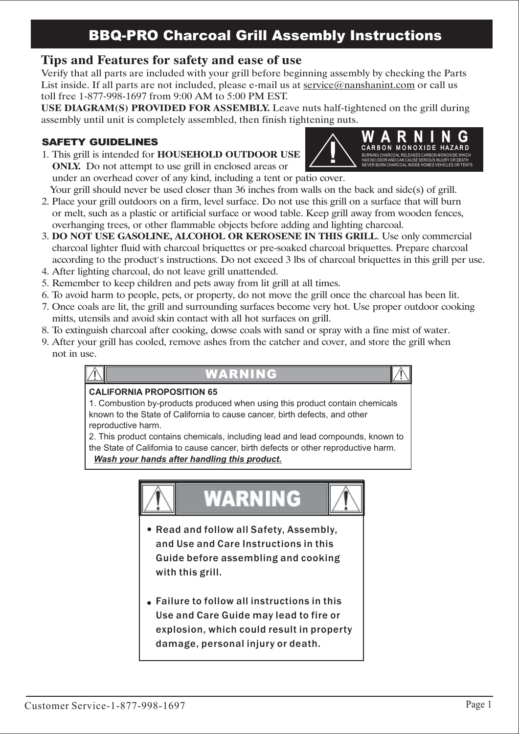# BBQ-PRO Charcoal Grill Assembly Instructions

## Tips and Features for safety and ease of use

Verify that all parts are included with your grill before beginning assembly by checking the Parts List inside. If all parts are not included, please e-mail us at service@nanshanint.com or call us toll free 1-877-998-1697 from 9:00 AM to 5:00 PM EST.

**USE DIAGRAM(S) PROVIDED FOR ASSEMBLY.** Leave nuts half-tightened on the grill during assembly until unit is completely assembled, then finish tightening nuts.

### SAFETY GUIDELINES

**WARNING**
**CARBON MONOXIDE HAZARD**
BURNING CHARCOAL RELEASES CARBON MONOXIDE WHICH HAS NO ODOR AND CAN CAUSE SERIOUS INJURY OR DEATH NEVER BURN CHARCOAL INSIDE HOMES VEHICLES OR TENTS.

1. This grill is intended for **HOUSEHOLD OUTDOOR USE ONLY.** Do not attempt to use grill in enclosed areas or under an overhead cover of any kind, including a tent or patio cover.
   Your grill should never be used closer than 36 inches from walls on the back and side(s) of grill.
2. Place your grill outdoors on a firm, level surface. Do not use this grill on a surface that will burn or melt, such as a plastic or artificial surface or wood table. Keep grill away from wooden fences, overhanging trees, or other flammable objects before adding and lighting charcoal.
3. **DO NOT USE GASOLINE, ALCOHOL OR KEROSENE IN THIS GRILL**. Use only commercial charcoal lighter fluid with charcoal briquettes or pre-soaked charcoal briquettes. Prepare charcoal according to the product's instructions. Do not exceed 3 lbs of charcoal briquettes in this grill per use.
4. After lighting charcoal, do not leave grill unattended.
5. Remember to keep children and pets away from lit grill at all times.
6. To avoid harm to people, pets, or property, do not move the grill once the charcoal has been lit.
7. Once coals are lit, the grill and surrounding surfaces become very hot. Use proper outdoor cooking mitts, utensils and avoid skin contact with all hot surfaces on grill.
8. To extinguish charcoal after cooking, dowse coals with sand or spray with a fine mist of water.
9. After your grill has cooled, remove ashes from the catcher and cover, and store the grill when not in use.

**WARNING**

**CALIFORNIA PROPOSITION 65**

1. Combustion by-products produced when using this product contain chemicals known to the State of California to cause cancer, birth defects, and other reproductive harm.
2. This product contains chemicals, including lead and lead compounds, known to the State of California to cause cancer, birth defects or other reproductive harm.

***Wash your hands after handling this product.***

**WARNING**

- Read and follow all Safety, Assembly, and Use and Care Instructions in this Guide before assembling and cooking with this grill.
- Failure to follow all instructions in this Use and Care Guide may lead to fire or explosion, which could result in property damage, personal injury or death.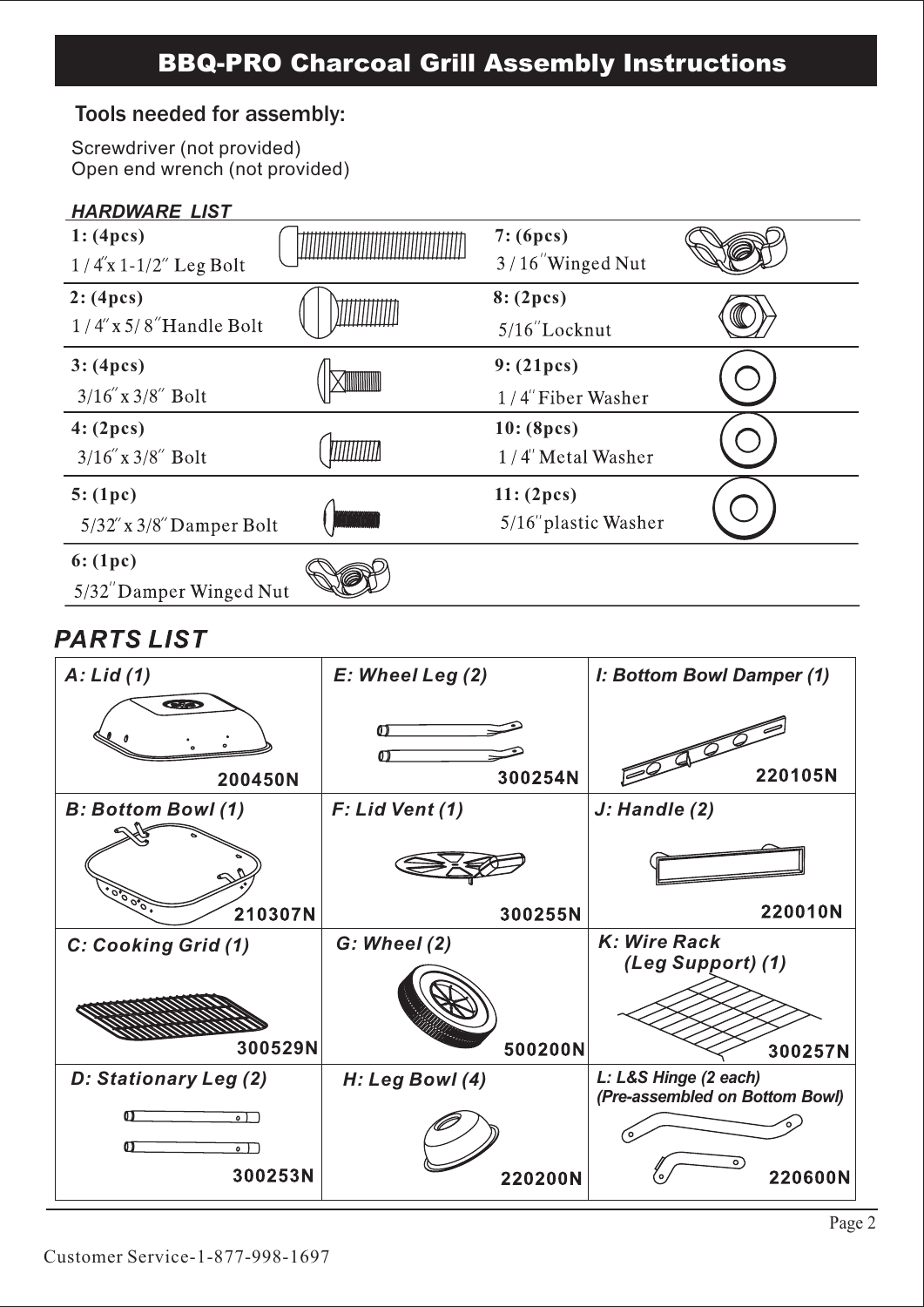# BBQ-PRO Charcoal Grill Assembly Instructions

## Tools needed for assembly:

Screwdriver (not provided)
Open end wrench (not provided)

***HARDWARE LIST***

| | |
|---|---|
| **1: (4pcs)** 1 / 4" x 1-1/2" Leg Bolt | **7: (6pcs)** 3 / 16" Winged Nut |
| **2: (4pcs)** 1 / 4" x 5/ 8" Handle Bolt | **8: (2pcs)** 5/16" Locknut |
| **3: (4pcs)** 3/16" x 3/8" Bolt | **9: (21pcs)** 1 / 4" Fiber Washer |
| **4: (2pcs)** 3/16" x 3/8" Bolt | **10: (8pcs)** 1 / 4" Metal Washer |
| **5: (1pc)** 5/32" x 3/8" Damper Bolt | **11: (2pcs)** 5/16" plastic Washer |
| **6: (1pc)** 5/32" Damper Winged Nut | |

## *PARTS LIST*

| | | |
|---|---|---|
| *A: Lid (1)* 200450N | *E: Wheel Leg (2)* 300254N | *I: Bottom Bowl Damper (1)* 220105N |
| *B: Bottom Bowl (1)* 210307N | *F: Lid Vent (1)* 300255N | *J: Handle (2)* 220010N |
| *C: Cooking Grid (1)* 300529N | *G: Wheel (2)* 500200N | *K: Wire Rack (Leg Support) (1)* 300257N |
| *D: Stationary Leg (2)* 300253N | *H: Leg Bowl (4)* 220200N | *L: L&S Hinge (2 each) (Pre-assembled on Bottom Bowl)* 220600N |

Customer Service-1-877-998-1697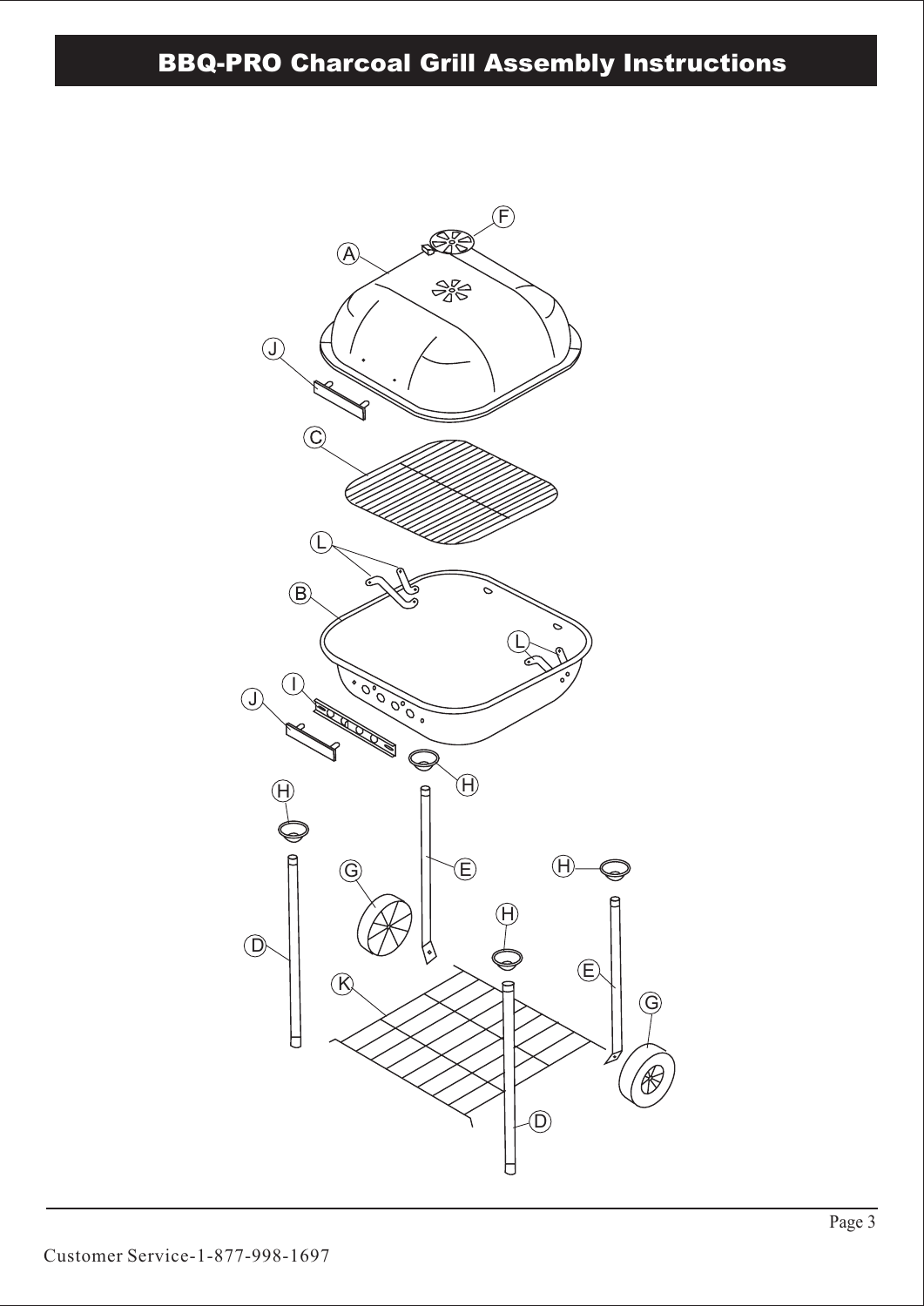# BBQ-PRO Charcoal Grill Assembly Instructions

Customer Service-1-877-998-1697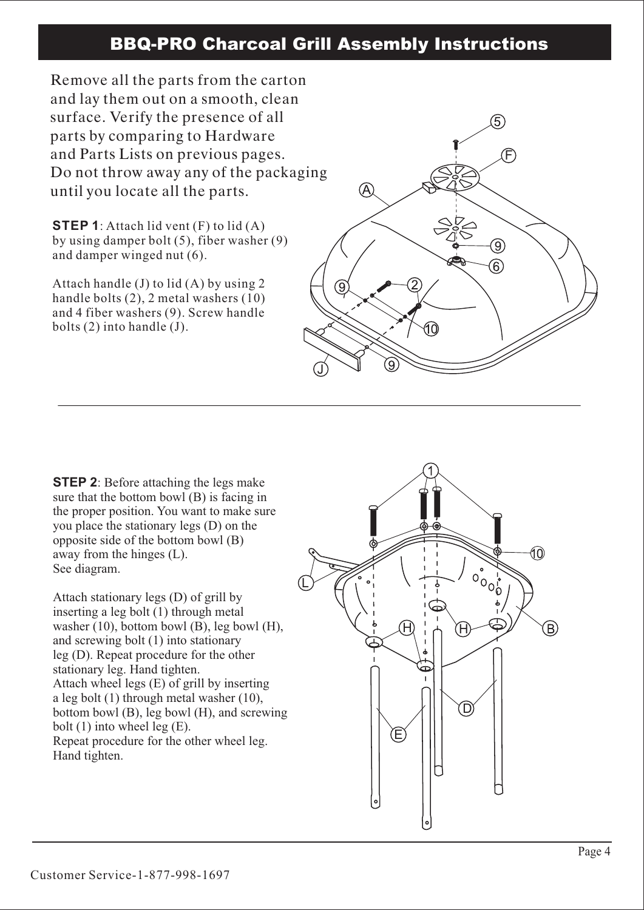# BBQ-PRO Charcoal Grill Assembly Instructions

Remove all the parts from the carton and lay them out on a smooth, clean surface. Verify the presence of all parts by comparing to Hardware and Parts Lists on previous pages. Do not throw away any of the packaging until you locate all the parts.

**STEP 1**: Attach lid vent (F) to lid (A) by using damper bolt (5), fiber washer (9) and damper winged nut (6).

Attach handle (J) to lid (A) by using 2 handle bolts (2), 2 metal washers (10) and 4 fiber washers (9). Screw handle bolts (2) into handle (J).

---

**STEP 2**: Before attaching the legs make sure that the bottom bowl (B) is facing in the proper position. You want to make sure you place the stationary legs (D) on the opposite side of the bottom bowl (B) away from the hinges (L). See diagram.

Attach stationary legs (D) of grill by inserting a leg bolt (1) through metal washer (10), bottom bowl (B), leg bowl (H), and screwing bolt (1) into stationary leg (D). Repeat procedure for the other stationary leg. Hand tighten.
Attach wheel legs (E) of grill by inserting a leg bolt (1) through metal washer (10), bottom bowl (B), leg bowl (H), and screwing bolt (1) into wheel leg (E).
Repeat procedure for the other wheel leg. Hand tighten.

Customer Service-1-877-998-1697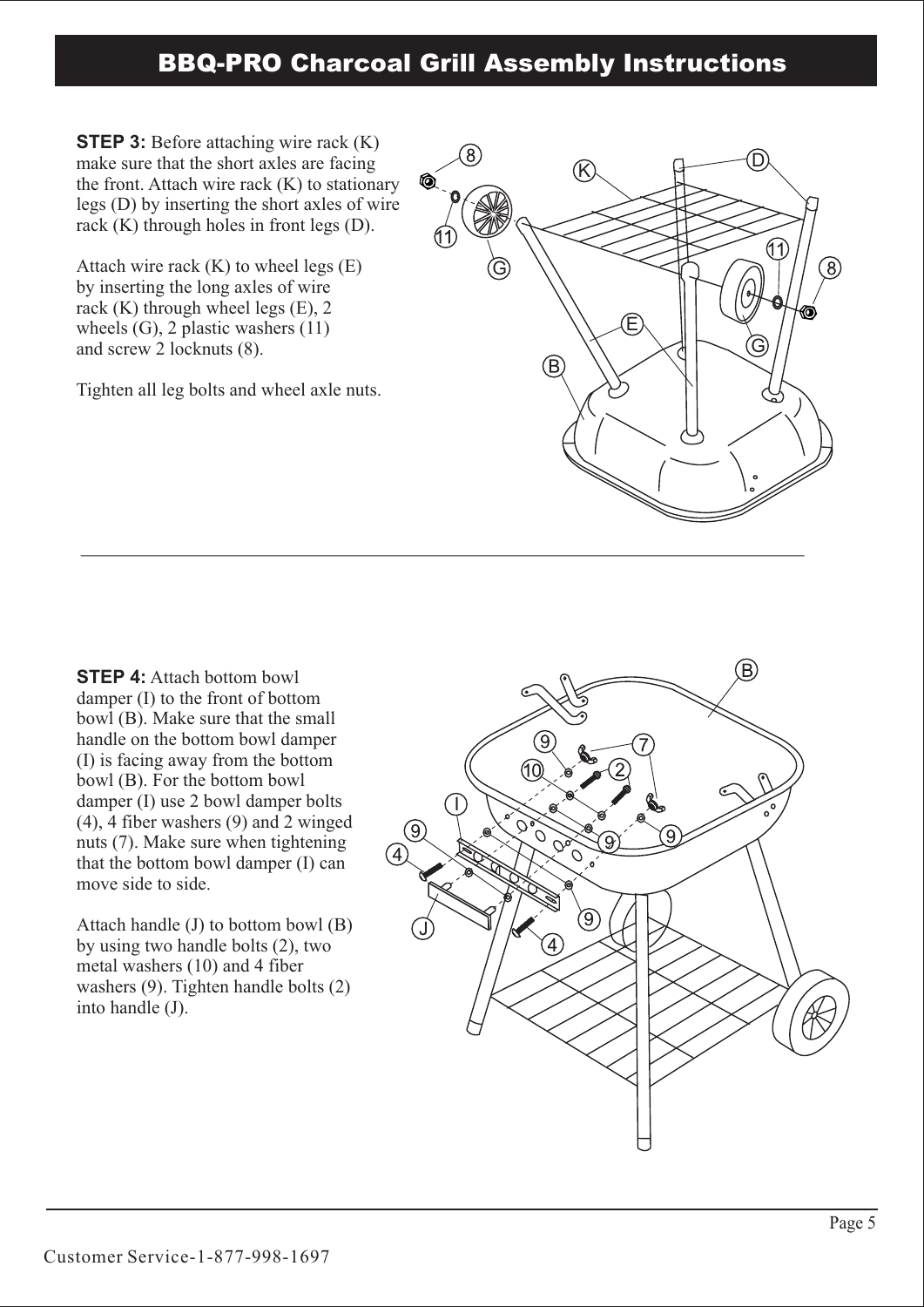# BBQ-PRO Charcoal Grill Assembly Instructions

**STEP 3:** Before attaching wire rack (K) make sure that the short axles are facing the front. Attach wire rack (K) to stationary legs (D) by inserting the short axles of wire rack (K) through holes in front legs (D).

Attach wire rack (K) to wheel legs (E) by inserting the long axles of wire rack (K) through wheel legs (E), 2 wheels (G), 2 plastic washers (11) and screw 2 locknuts (8).

Tighten all leg bolts and wheel axle nuts.

---

**STEP 4:** Attach bottom bowl damper (I) to the front of bottom bowl (B). Make sure that the small handle on the bottom bowl damper (I) is facing away from the bottom bowl (B). For the bottom bowl damper (I) use 2 bowl damper bolts (4), 4 fiber washers (9) and 2 winged nuts (7). Make sure when tightening that the bottom bowl damper (I) can move side to side.

Attach handle (J) to bottom bowl (B) by using two handle bolts (2), two metal washers (10) and 4 fiber washers (9). Tighten handle bolts (2) into handle (J).

Customer Service-1-877-998-1697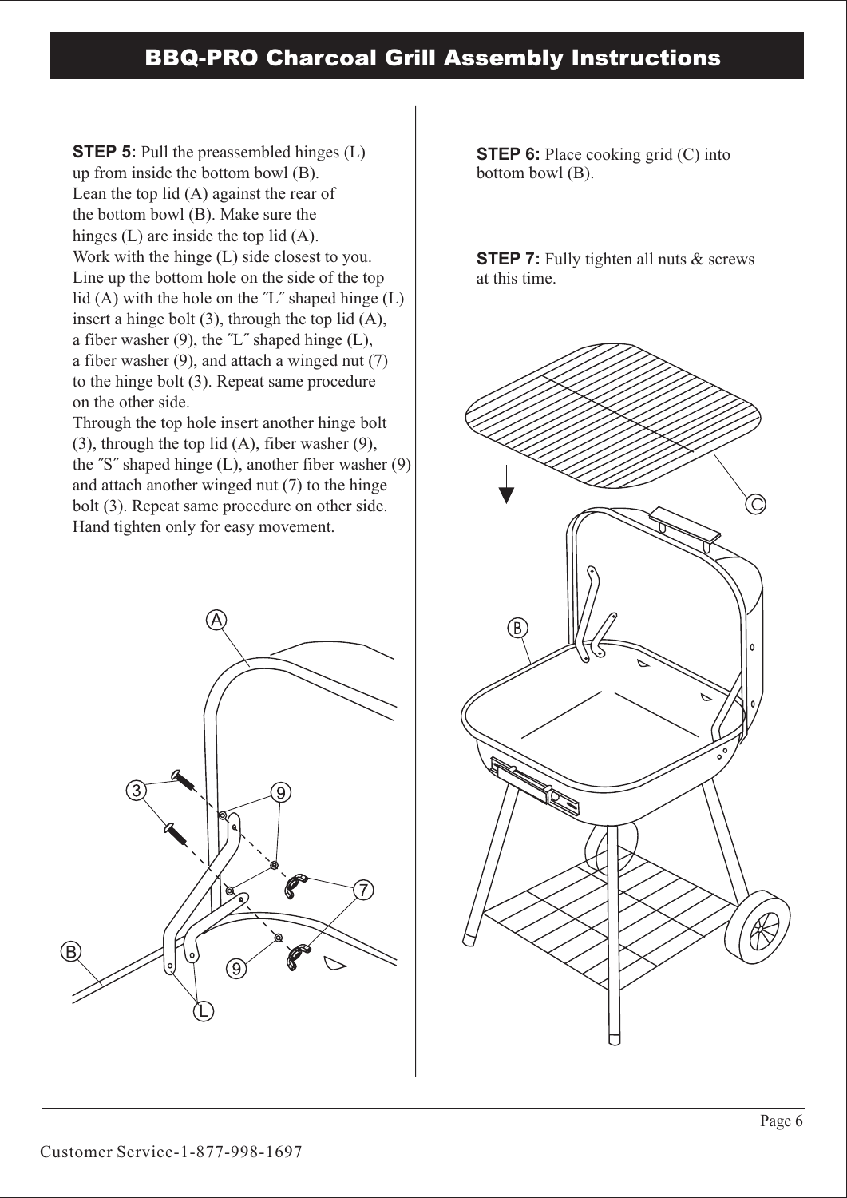# BBQ-PRO Charcoal Grill Assembly Instructions

**STEP 5:** Pull the preassembled hinges (L) up from inside the bottom bowl (B). Lean the top lid (A) against the rear of the bottom bowl (B). Make sure the hinges (L) are inside the top lid (A). Work with the hinge (L) side closest to you. Line up the bottom hole on the side of the top lid (A) with the hole on the ″L″ shaped hinge (L) insert a hinge bolt (3), through the top lid (A), a fiber washer (9), the ″L″ shaped hinge (L), a fiber washer (9), and attach a winged nut (7) to the hinge bolt (3). Repeat same procedure on the other side.
Through the top hole insert another hinge bolt (3), through the top lid (A), fiber washer (9), the ″S″ shaped hinge (L), another fiber washer (9) and attach another winged nut (7) to the hinge bolt (3). Repeat same procedure on other side.
Hand tighten only for easy movement.

**STEP 6:** Place cooking grid (C) into bottom bowl (B).

**STEP 7:** Fully tighten all nuts & screws at this time.

Customer Service-1-877-998-1697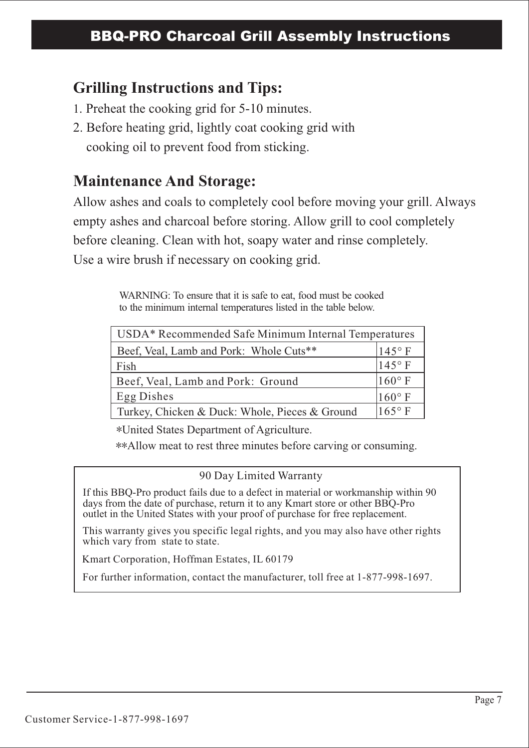# BBQ-PRO Charcoal Grill Assembly Instructions

## Grilling Instructions and Tips:

1. Preheat the cooking grid for 5-10 minutes.
2. Before heating grid, lightly coat cooking grid with cooking oil to prevent food from sticking.

## Maintenance And Storage:

Allow ashes and coals to completely cool before moving your grill. Always empty ashes and charcoal before storing. Allow grill to cool completely before cleaning. Clean with hot, soapy water and rinse completely. Use a wire brush if necessary on cooking grid.

WARNING: To ensure that it is safe to eat, food must be cooked to the minimum internal temperatures listed in the table below.

| USDA* Recommended Safe Minimum Internal Temperatures | |
|---|---|
| Beef, Veal, Lamb and Pork: Whole Cuts** | 145° F |
| Fish | 145° F |
| Beef, Veal, Lamb and Pork: Ground | 160° F |
| Egg Dishes | 160° F |
| Turkey, Chicken & Duck: Whole, Pieces & Ground | 165° F |

*United States Department of Agriculture.

**Allow meat to rest three minutes before carving or consuming.

**90 Day Limited Warranty**

If this BBQ-Pro product fails due to a defect in material or workmanship within 90 days from the date of purchase, return it to any Kmart store or other BBQ-Pro outlet in the United States with your proof of purchase for free replacement.

This warranty gives you specific legal rights, and you may also have other rights which vary from state to state.

Kmart Corporation, Hoffman Estates, IL 60179

For further information, contact the manufacturer, toll free at 1-877-998-1697.

Customer Service-1-877-998-1697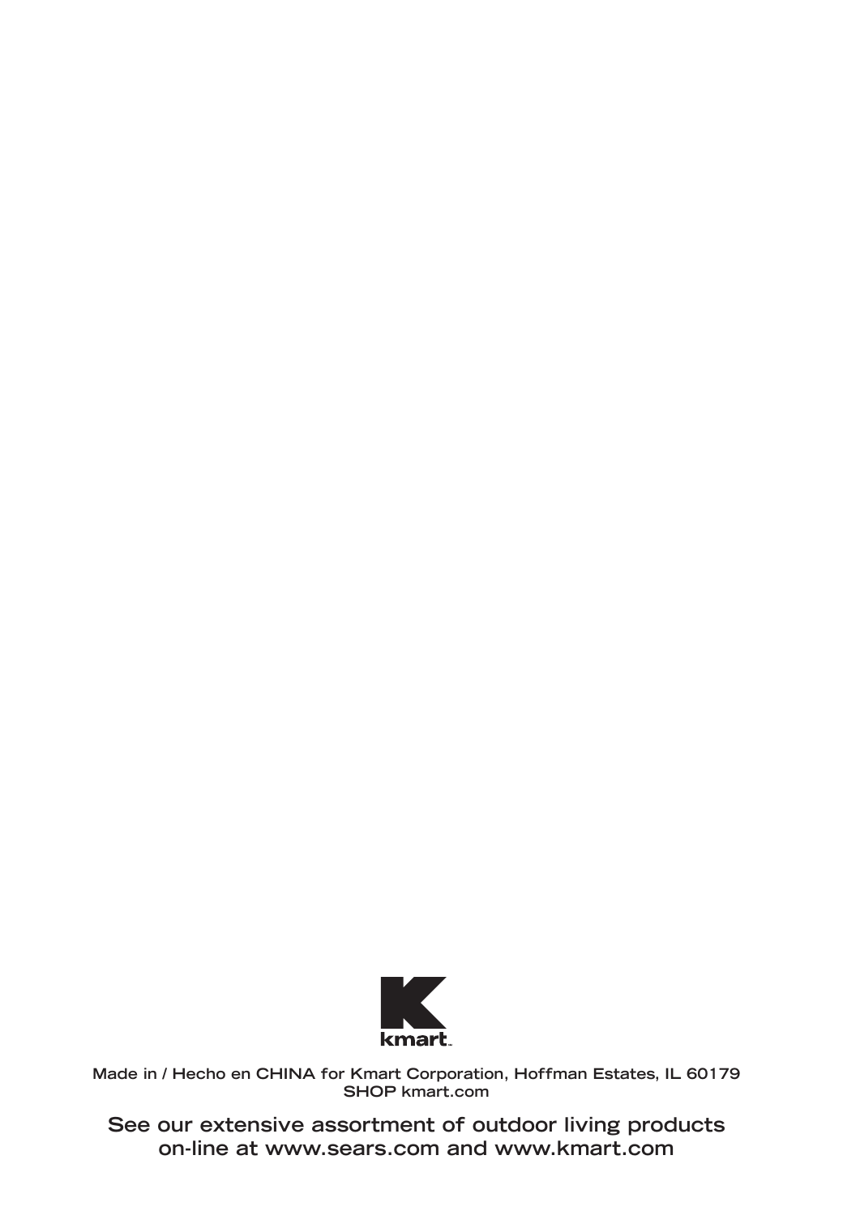kmart

Made in / Hecho en CHINA for Kmart Corporation, Hoffman Estates, IL 60179
SHOP kmart.com

See our extensive assortment of outdoor living products
on-line at www.sears.com and www.kmart.com